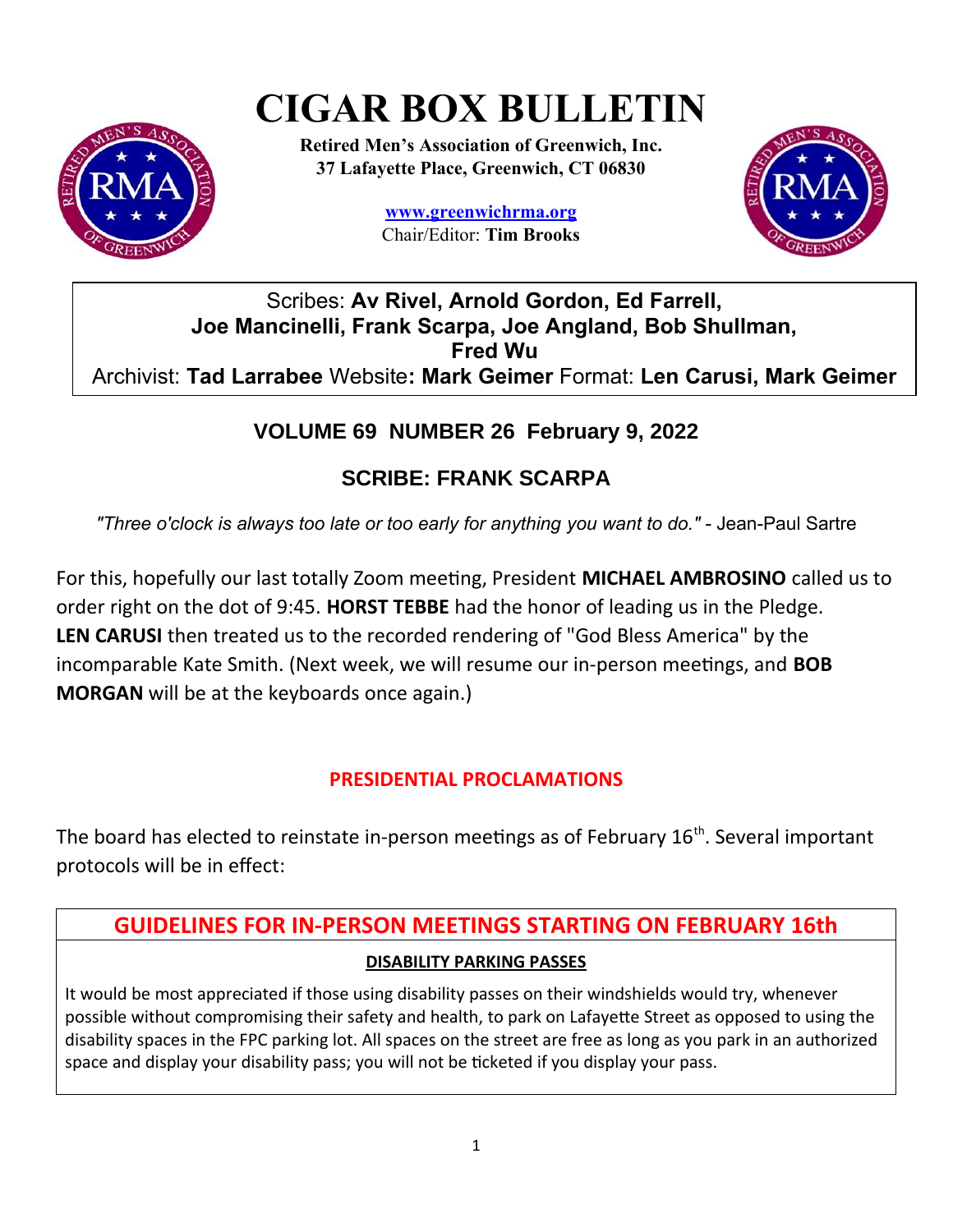# CIGAR BOX BULLETIN

**Retired Men's Association of Greenwich, Inc.**
**37 Lafayette Place, Greenwich, CT 06830**

**www.greenwichrma.org**
Chair/Editor: **Tim Brooks**

Scribes: **Av Rivel, Arnold Gordon, Ed Farrell, Joe Mancinelli, Frank Scarpa, Joe Angland, Bob Shullman, Fred Wu**
Archivist: **Tad Larrabee** Website**: Mark Geimer** Format: **Len Carusi, Mark Geimer**

## VOLUME 69 NUMBER 26 February 9, 2022

## SCRIBE: FRANK SCARPA

*"Three o'clock is always too late or too early for anything you want to do."* - Jean-Paul Sartre

For this, hopefully our last totally Zoom meeting, President **MICHAEL AMBROSINO** called us to order right on the dot of 9:45. **HORST TEBBE** had the honor of leading us in the Pledge. **LEN CARUSI** then treated us to the recorded rendering of "God Bless America" by the incomparable Kate Smith. (Next week, we will resume our in-person meetings, and **BOB MORGAN** will be at the keyboards once again.)

### PRESIDENTIAL PROCLAMATIONS

The board has elected to reinstate in-person meetings as of February 16th. Several important protocols will be in effect:

### GUIDELINES FOR IN-PERSON MEETINGS STARTING ON FEBRUARY 16th

**DISABILITY PARKING PASSES**

It would be most appreciated if those using disability passes on their windshields would try, whenever possible without compromising their safety and health, to park on Lafayette Street as opposed to using the disability spaces in the FPC parking lot. All spaces on the street are free as long as you park in an authorized space and display your disability pass; you will not be ticketed if you display your pass.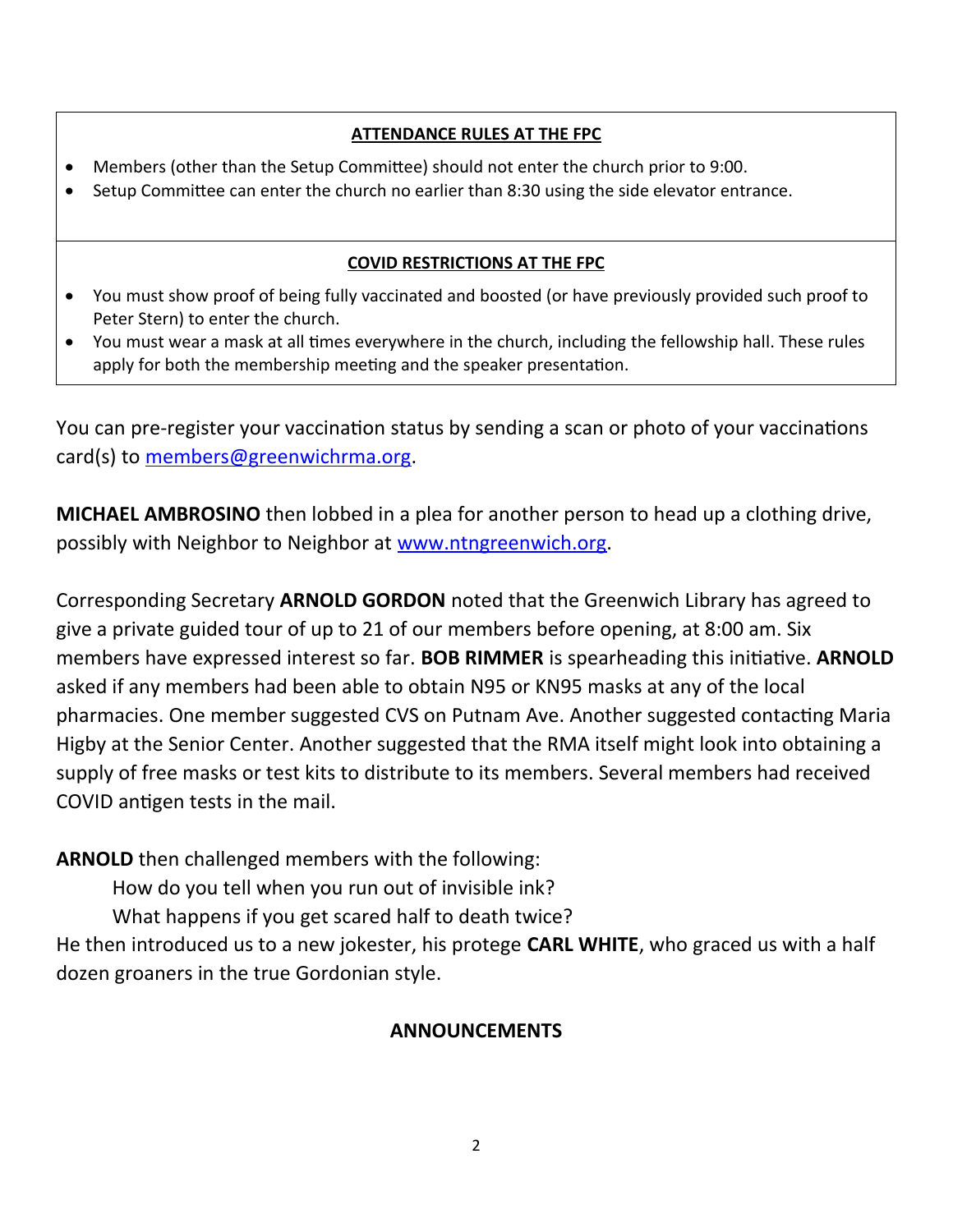**ATTENDANCE RULES AT THE FPC**

- Members (other than the Setup Committee) should not enter the church prior to 9:00.
- Setup Committee can enter the church no earlier than 8:30 using the side elevator entrance.

**COVID RESTRICTIONS AT THE FPC**

- You must show proof of being fully vaccinated and boosted (or have previously provided such proof to Peter Stern) to enter the church.
- You must wear a mask at all times everywhere in the church, including the fellowship hall. These rules apply for both the membership meeting and the speaker presentation.

You can pre-register your vaccination status by sending a scan or photo of your vaccinations card(s) to [members@greenwichrma.org](mailto:members@greenwichrma.org).

**MICHAEL AMBROSINO** then lobbed in a plea for another person to head up a clothing drive, possibly with Neighbor to Neighbor at [www.ntngreenwich.org](http://www.ntngreenwich.org).

Corresponding Secretary **ARNOLD GORDON** noted that the Greenwich Library has agreed to give a private guided tour of up to 21 of our members before opening, at 8:00 am. Six members have expressed interest so far. **BOB RIMMER** is spearheading this initiative. **ARNOLD** asked if any members had been able to obtain N95 or KN95 masks at any of the local pharmacies. One member suggested CVS on Putnam Ave. Another suggested contacting Maria Higby at the Senior Center. Another suggested that the RMA itself might look into obtaining a supply of free masks or test kits to distribute to its members. Several members had received COVID antigen tests in the mail.

**ARNOLD** then challenged members with the following:

> How do you tell when you run out of invisible ink?
>
> What happens if you get scared half to death twice?

He then introduced us to a new jokester, his protege **CARL WHITE**, who graced us with a half dozen groaners in the true Gordonian style.

## ANNOUNCEMENTS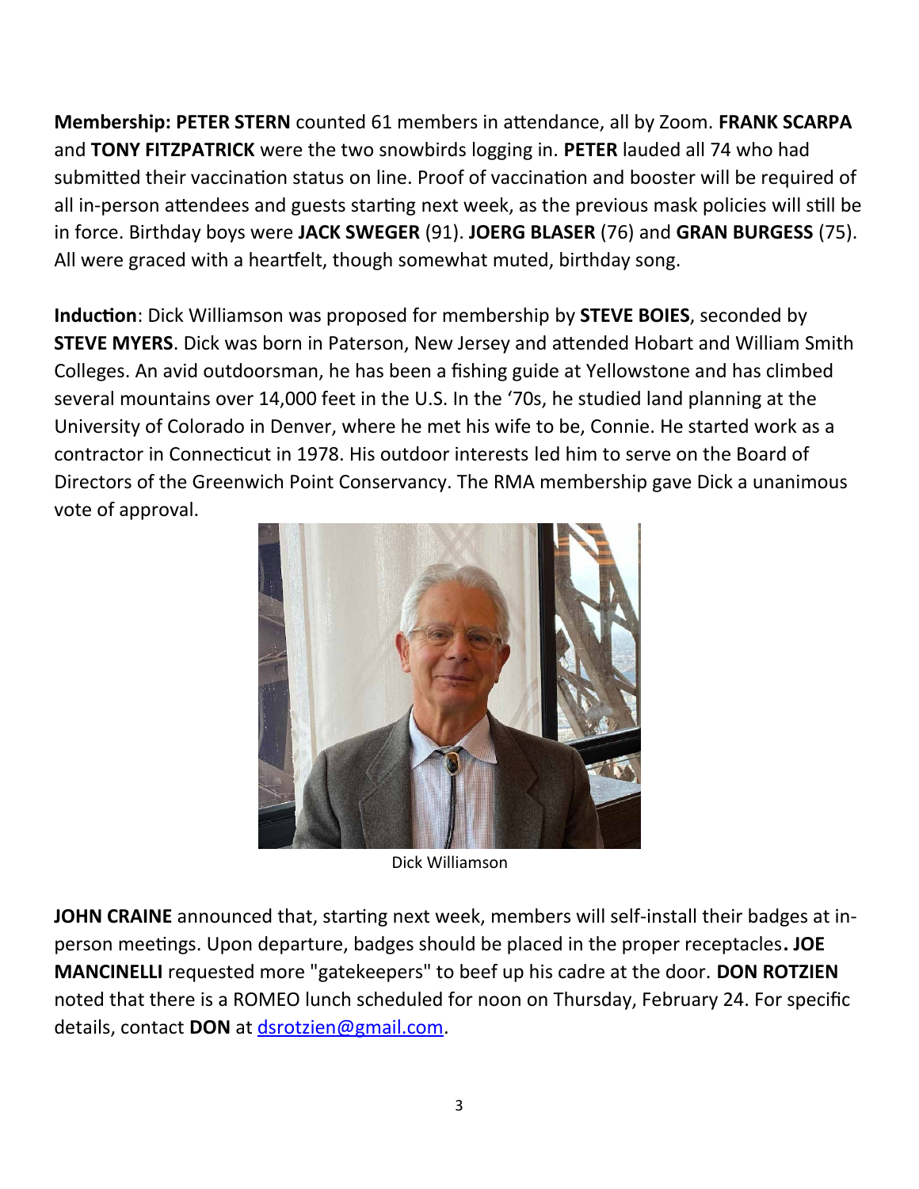**Membership: PETER STERN** counted 61 members in attendance, all by Zoom. **FRANK SCARPA** and **TONY FITZPATRICK** were the two snowbirds logging in. **PETER** lauded all 74 who had submitted their vaccination status on line. Proof of vaccination and booster will be required of all in-person attendees and guests starting next week, as the previous mask policies will still be in force. Birthday boys were **JACK SWEGER** (91). **JOERG BLASER** (76) and **GRAN BURGESS** (75). All were graced with a heartfelt, though somewhat muted, birthday song.

**Induction**: Dick Williamson was proposed for membership by **STEVE BOIES**, seconded by **STEVE MYERS**. Dick was born in Paterson, New Jersey and attended Hobart and William Smith Colleges. An avid outdoorsman, he has been a fishing guide at Yellowstone and has climbed several mountains over 14,000 feet in the U.S. In the '70s, he studied land planning at the University of Colorado in Denver, where he met his wife to be, Connie. He started work as a contractor in Connecticut in 1978. His outdoor interests led him to serve on the Board of Directors of the Greenwich Point Conservancy. The RMA membership gave Dick a unanimous vote of approval.

Dick Williamson

**JOHN CRAINE** announced that, starting next week, members will self-install their badges at in-person meetings. Upon departure, badges should be placed in the proper receptacles**. JOE MANCINELLI** requested more "gatekeepers" to beef up his cadre at the door. **DON ROTZIEN** noted that there is a ROMEO lunch scheduled for noon on Thursday, February 24. For specific details, contact **DON** at dsrotzien@gmail.com.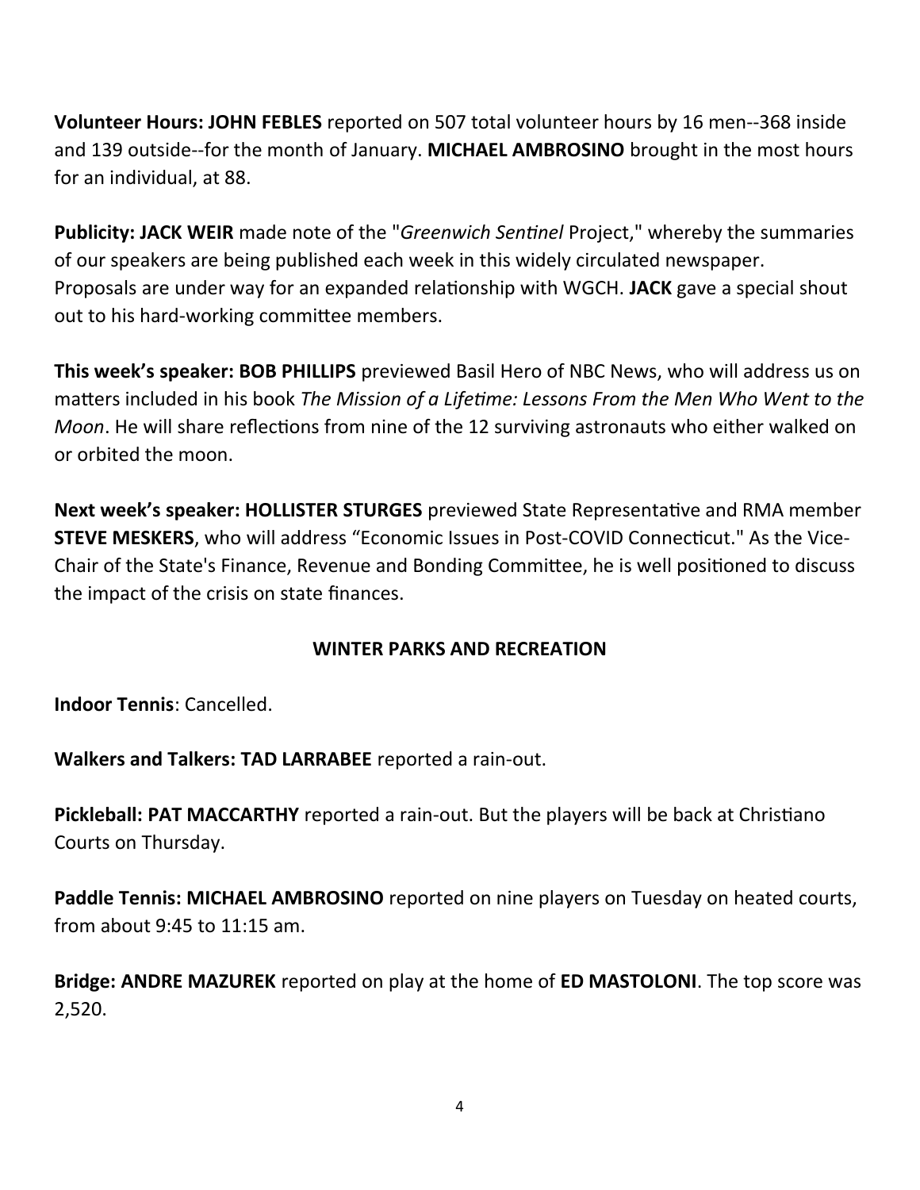**Volunteer Hours: JOHN FEBLES** reported on 507 total volunteer hours by 16 men--368 inside and 139 outside--for the month of January. **MICHAEL AMBROSINO** brought in the most hours for an individual, at 88.

**Publicity: JACK WEIR** made note of the "*Greenwich Sentinel* Project," whereby the summaries of our speakers are being published each week in this widely circulated newspaper. Proposals are under way for an expanded relationship with WGCH. **JACK** gave a special shout out to his hard-working committee members.

**This week's speaker: BOB PHILLIPS** previewed Basil Hero of NBC News, who will address us on matters included in his book *The Mission of a Lifetime: Lessons From the Men Who Went to the Moon*. He will share reflections from nine of the 12 surviving astronauts who either walked on or orbited the moon.

**Next week's speaker: HOLLISTER STURGES** previewed State Representative and RMA member **STEVE MESKERS**, who will address "Economic Issues in Post-COVID Connecticut." As the Vice-Chair of the State's Finance, Revenue and Bonding Committee, he is well positioned to discuss the impact of the crisis on state finances.

## WINTER PARKS AND RECREATION

**Indoor Tennis**: Cancelled.

**Walkers and Talkers: TAD LARRABEE** reported a rain-out.

**Pickleball: PAT MACCARTHY** reported a rain-out. But the players will be back at Christiano Courts on Thursday.

**Paddle Tennis: MICHAEL AMBROSINO** reported on nine players on Tuesday on heated courts, from about 9:45 to 11:15 am.

**Bridge: ANDRE MAZUREK** reported on play at the home of **ED MASTOLONI**. The top score was 2,520.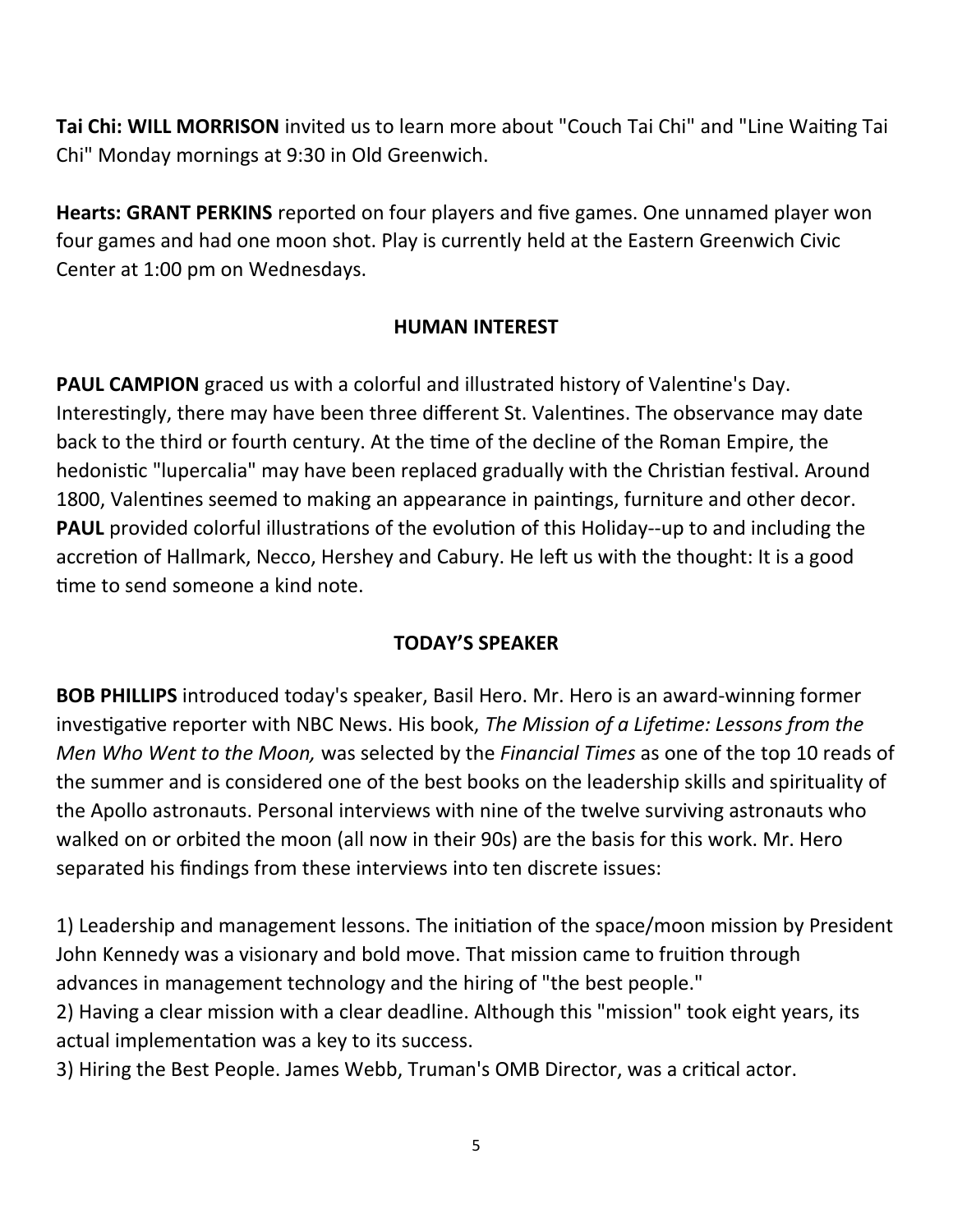**Tai Chi: WILL MORRISON** invited us to learn more about "Couch Tai Chi" and "Line Waiting Tai Chi" Monday mornings at 9:30 in Old Greenwich.

**Hearts: GRANT PERKINS** reported on four players and five games. One unnamed player won four games and had one moon shot. Play is currently held at the Eastern Greenwich Civic Center at 1:00 pm on Wednesdays.

## HUMAN INTEREST

**PAUL CAMPION** graced us with a colorful and illustrated history of Valentine's Day. Interestingly, there may have been three different St. Valentines. The observance may date back to the third or fourth century. At the time of the decline of the Roman Empire, the hedonistic "lupercalia" may have been replaced gradually with the Christian festival. Around 1800, Valentines seemed to making an appearance in paintings, furniture and other decor. **PAUL** provided colorful illustrations of the evolution of this Holiday--up to and including the accretion of Hallmark, Necco, Hershey and Cabury. He left us with the thought: It is a good time to send someone a kind note.

## TODAY'S SPEAKER

**BOB PHILLIPS** introduced today's speaker, Basil Hero. Mr. Hero is an award-winning former investigative reporter with NBC News. His book, *The Mission of a Lifetime: Lessons from the Men Who Went to the Moon,* was selected by the *Financial Times* as one of the top 10 reads of the summer and is considered one of the best books on the leadership skills and spirituality of the Apollo astronauts. Personal interviews with nine of the twelve surviving astronauts who walked on or orbited the moon (all now in their 90s) are the basis for this work. Mr. Hero separated his findings from these interviews into ten discrete issues:

1) Leadership and management lessons. The initiation of the space/moon mission by President John Kennedy was a visionary and bold move. That mission came to fruition through advances in management technology and the hiring of "the best people."
2) Having a clear mission with a clear deadline. Although this "mission" took eight years, its actual implementation was a key to its success.
3) Hiring the Best People. James Webb, Truman's OMB Director, was a critical actor.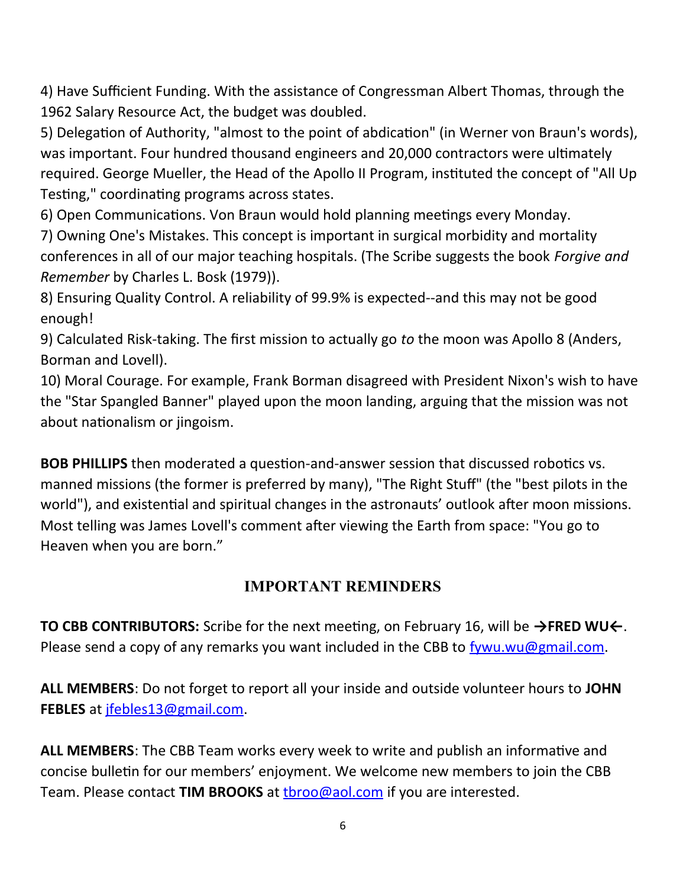4) Have Sufficient Funding. With the assistance of Congressman Albert Thomas, through the 1962 Salary Resource Act, the budget was doubled.

5) Delegation of Authority, "almost to the point of abdication" (in Werner von Braun's words), was important. Four hundred thousand engineers and 20,000 contractors were ultimately required. George Mueller, the Head of the Apollo II Program, instituted the concept of "All Up Testing," coordinating programs across states.

6) Open Communications. Von Braun would hold planning meetings every Monday.

7) Owning One's Mistakes. This concept is important in surgical morbidity and mortality conferences in all of our major teaching hospitals. (The Scribe suggests the book *Forgive and Remember* by Charles L. Bosk (1979)).

8) Ensuring Quality Control. A reliability of 99.9% is expected--and this may not be good enough!

9) Calculated Risk-taking. The first mission to actually go *to* the moon was Apollo 8 (Anders, Borman and Lovell).

10) Moral Courage. For example, Frank Borman disagreed with President Nixon's wish to have the "Star Spangled Banner" played upon the moon landing, arguing that the mission was not about nationalism or jingoism.

**BOB PHILLIPS** then moderated a question-and-answer session that discussed robotics vs. manned missions (the former is preferred by many), "The Right Stuff" (the "best pilots in the world"), and existential and spiritual changes in the astronauts' outlook after moon missions. Most telling was James Lovell's comment after viewing the Earth from space: "You go to Heaven when you are born."

## IMPORTANT REMINDERS

**TO CBB CONTRIBUTORS:** Scribe for the next meeting, on February 16, will be **→FRED WU←**. Please send a copy of any remarks you want included in the CBB to fywu.wu@gmail.com.

**ALL MEMBERS**: Do not forget to report all your inside and outside volunteer hours to **JOHN FEBLES** at jfebles13@gmail.com.

**ALL MEMBERS**: The CBB Team works every week to write and publish an informative and concise bulletin for our members' enjoyment. We welcome new members to join the CBB Team. Please contact **TIM BROOKS** at tbroo@aol.com if you are interested.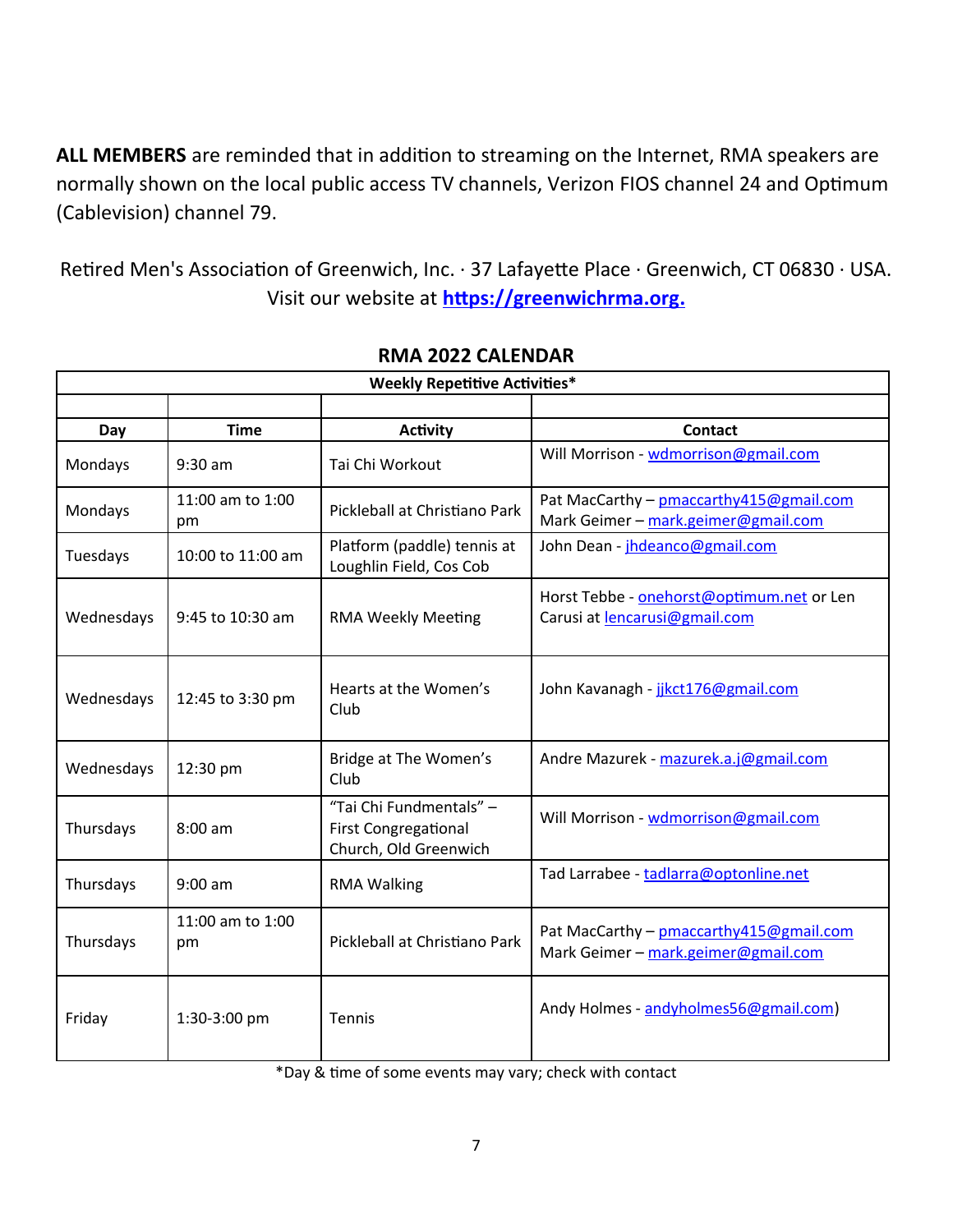**ALL MEMBERS** are reminded that in addition to streaming on the Internet, RMA speakers are normally shown on the local public access TV channels, Verizon FIOS channel 24 and Optimum (Cablevision) channel 79.

Retired Men's Association of Greenwich, Inc. · 37 Lafayette Place · Greenwich, CT 06830 · USA. Visit our website at **https://greenwichrma.org.**

## RMA 2022 CALENDAR

**Weekly Repetitive Activities***

| Day | Time | Activity | Contact |
|---|---|---|---|
| Mondays | 9:30 am | Tai Chi Workout | Will Morrison - wdmorrison@gmail.com |
| Mondays | 11:00 am to 1:00 pm | Pickleball at Christiano Park | Pat MacCarthy – pmaccarthy415@gmail.com Mark Geimer – mark.geimer@gmail.com |
| Tuesdays | 10:00 to 11:00 am | Platform (paddle) tennis at Loughlin Field, Cos Cob | John Dean - jhdeanco@gmail.com |
| Wednesdays | 9:45 to 10:30 am | RMA Weekly Meeting | Horst Tebbe - onehorst@optimum.net or Len Carusi at lencarusi@gmail.com |
| Wednesdays | 12:45 to 3:30 pm | Hearts at the Women's Club | John Kavanagh - jjkct176@gmail.com |
| Wednesdays | 12:30 pm | Bridge at The Women's Club | Andre Mazurek - mazurek.a.j@gmail.com |
| Thursdays | 8:00 am | "Tai Chi Fundmentals" – First Congregational Church, Old Greenwich | Will Morrison - wdmorrison@gmail.com |
| Thursdays | 9:00 am | RMA Walking | Tad Larrabee - tadlarra@optonline.net |
| Thursdays | 11:00 am to 1:00 pm | Pickleball at Christiano Park | Pat MacCarthy – pmaccarthy415@gmail.com Mark Geimer – mark.geimer@gmail.com |
| Friday | 1:30-3:00 pm | Tennis | Andy Holmes - andyholmes56@gmail.com) |

*Day & time of some events may vary; check with contact